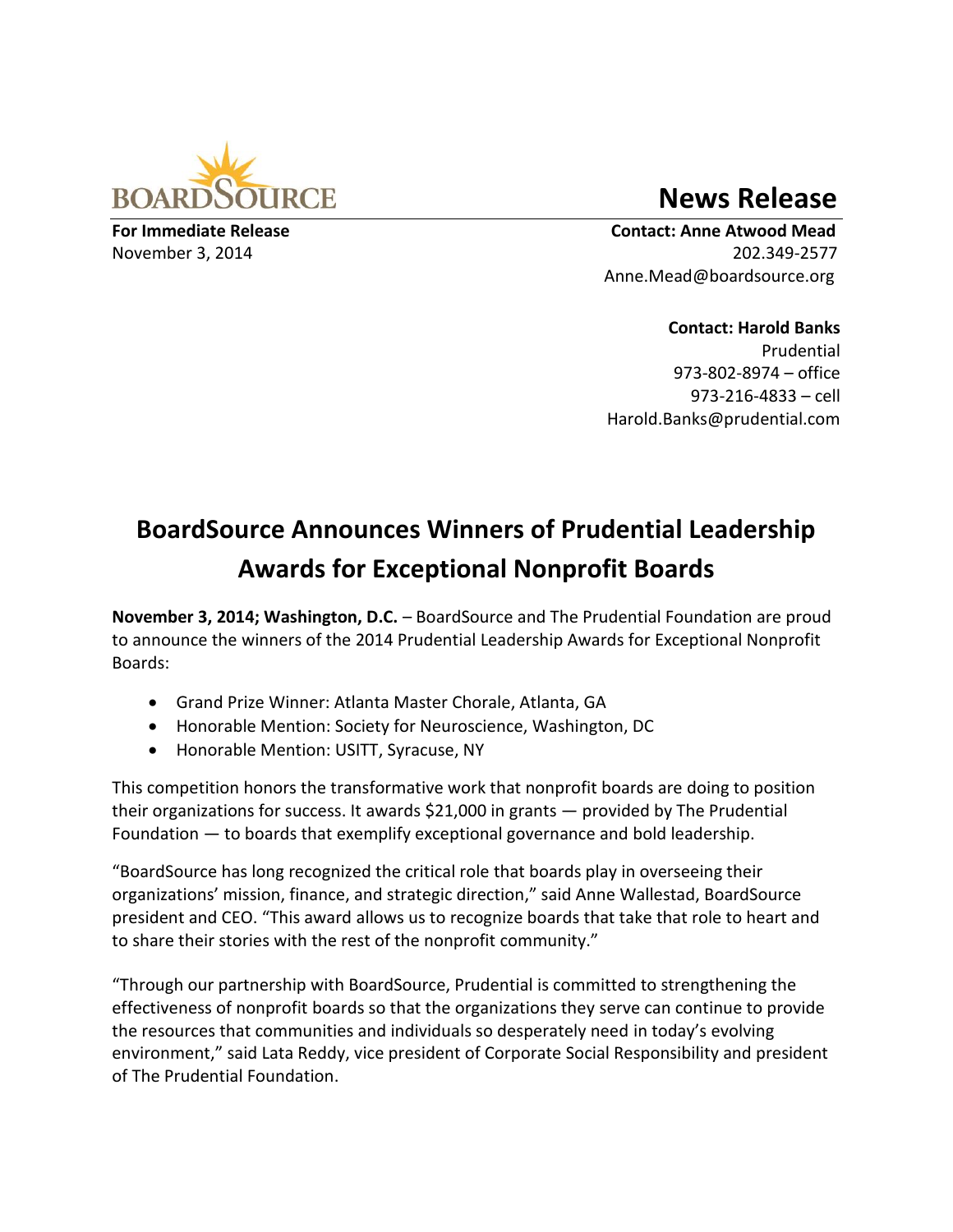BOARDSOURCE

# News Release

**For Immediate Release**
November 3, 2014

**Contact: Anne Atwood Mead**
202.349-2577
Anne.Mead@boardsource.org

**Contact: Harold Banks**
Prudential
973-802-8974 – office
973-216-4833 – cell
Harold.Banks@prudential.com

## BoardSource Announces Winners of Prudential Leadership Awards for Exceptional Nonprofit Boards

**November 3, 2014; Washington, D.C.** – BoardSource and The Prudential Foundation are proud to announce the winners of the 2014 Prudential Leadership Awards for Exceptional Nonprofit Boards:

- Grand Prize Winner: Atlanta Master Chorale, Atlanta, GA
- Honorable Mention: Society for Neuroscience, Washington, DC
- Honorable Mention: USITT, Syracuse, NY

This competition honors the transformative work that nonprofit boards are doing to position their organizations for success. It awards $21,000 in grants — provided by The Prudential Foundation — to boards that exemplify exceptional governance and bold leadership.

"BoardSource has long recognized the critical role that boards play in overseeing their organizations' mission, finance, and strategic direction," said Anne Wallestad, BoardSource president and CEO. "This award allows us to recognize boards that take that role to heart and to share their stories with the rest of the nonprofit community."

"Through our partnership with BoardSource, Prudential is committed to strengthening the effectiveness of nonprofit boards so that the organizations they serve can continue to provide the resources that communities and individuals so desperately need in today's evolving environment," said Lata Reddy, vice president of Corporate Social Responsibility and president of The Prudential Foundation.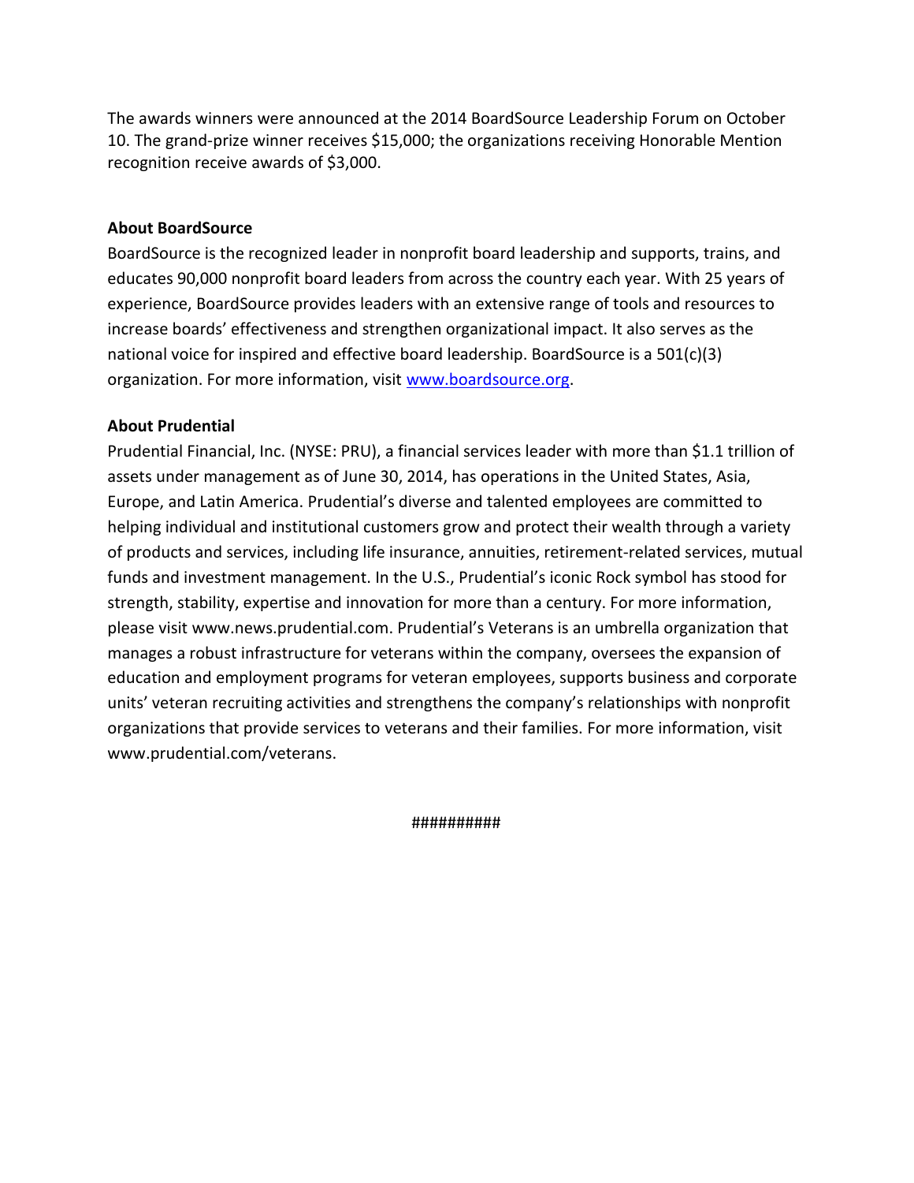The awards winners were announced at the 2014 BoardSource Leadership Forum on October 10. The grand-prize winner receives $15,000; the organizations receiving Honorable Mention recognition receive awards of $3,000.

**About BoardSource**

BoardSource is the recognized leader in nonprofit board leadership and supports, trains, and educates 90,000 nonprofit board leaders from across the country each year. With 25 years of experience, BoardSource provides leaders with an extensive range of tools and resources to increase boards' effectiveness and strengthen organizational impact. It also serves as the national voice for inspired and effective board leadership. BoardSource is a 501(c)(3) organization. For more information, visit [www.boardsource.org](http://www.boardsource.org).

**About Prudential**

Prudential Financial, Inc. (NYSE: PRU), a financial services leader with more than $1.1 trillion of assets under management as of June 30, 2014, has operations in the United States, Asia, Europe, and Latin America. Prudential's diverse and talented employees are committed to helping individual and institutional customers grow and protect their wealth through a variety of products and services, including life insurance, annuities, retirement-related services, mutual funds and investment management. In the U.S., Prudential's iconic Rock symbol has stood for strength, stability, expertise and innovation for more than a century. For more information, please visit www.news.prudential.com. Prudential's Veterans is an umbrella organization that manages a robust infrastructure for veterans within the company, oversees the expansion of education and employment programs for veteran employees, supports business and corporate units' veteran recruiting activities and strengthens the company's relationships with nonprofit organizations that provide services to veterans and their families. For more information, visit www.prudential.com/veterans.

##########